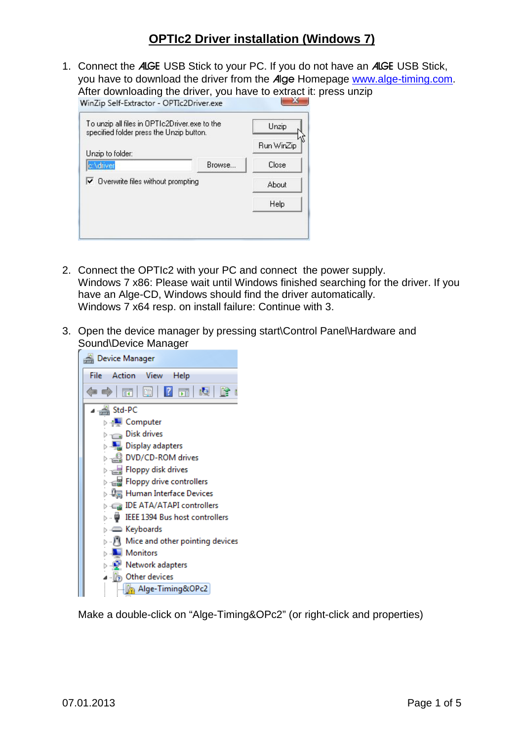# OPTIc2 Driver installation (Windows 7)

1. Connect the ALGE USB Stick to your PC. If you do not have an ALGE USB Stick, you have to download the driver from the Alge Homepage www.alge-timing.com. After downloading the driver, you have to extract it: press unzip

2. Connect the OPTIc2 with your PC and connect the power supply. Windows 7 x86: Please wait until Windows finished searching for the driver. If you have an Alge-CD, Windows should find the driver automatically. Windows 7 x64 resp. on install failure: Continue with 3.

3. Open the device manager by pressing start\Control Panel\Hardware and Sound\Device Manager

   Make a double-click on “Alge-Timing&OPc2” (or right-click and properties)

07.01.2013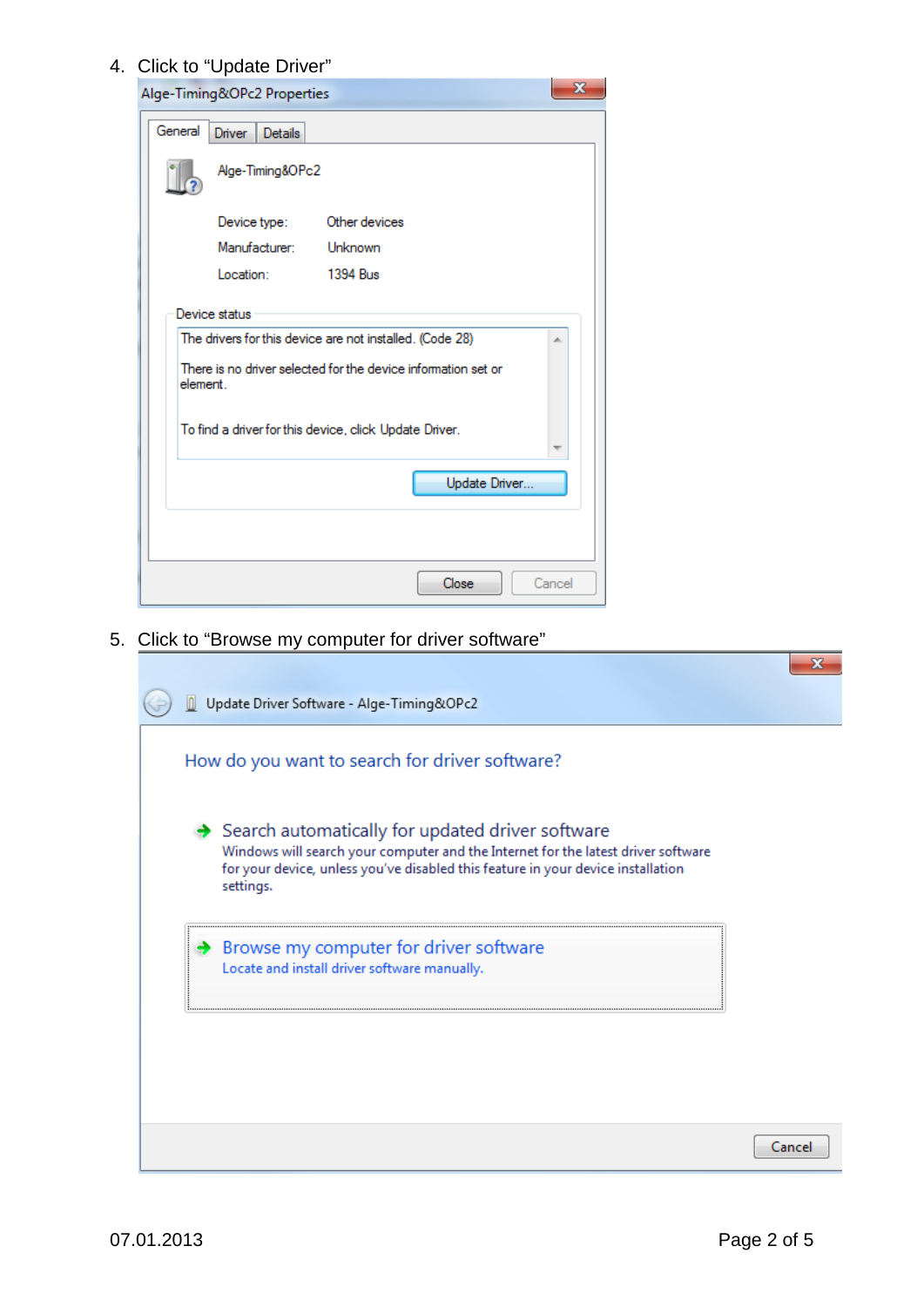4. Click to "Update Driver"

Alge-Timing&OPc2 Properties

General | Driver | Details

Alge-Timing&OPc2

Device type: Other devices
Manufacturer: Unknown
Location: 1394 Bus

Device status

The drivers for this device are not installed. (Code 28)

There is no driver selected for the device information set or element.

To find a driver for this device, click Update Driver.

Update Driver...

Close | Cancel

5. Click to "Browse my computer for driver software"

Update Driver Software - Alge-Timing&OPc2

How do you want to search for driver software?

Search automatically for updated driver software
Windows will search your computer and the Internet for the latest driver software for your device, unless you've disabled this feature in your device installation settings.

Browse my computer for driver software
Locate and install driver software manually.

Cancel

07.01.2013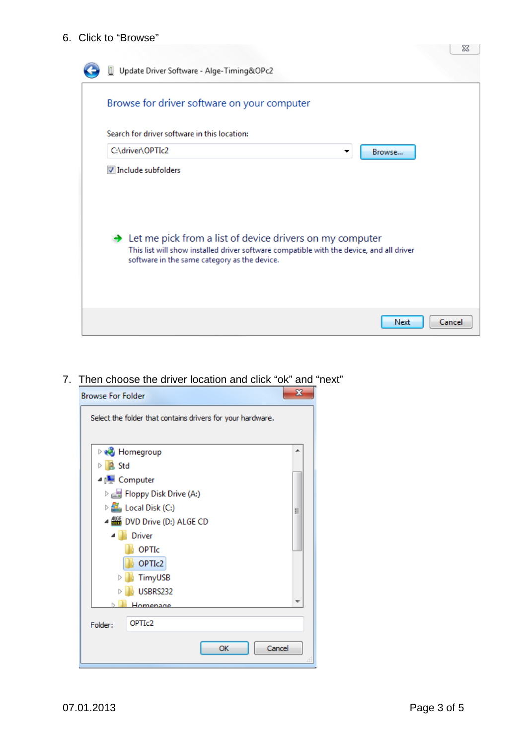6. Click to “Browse”

7. Then choose the driver location and click “ok” and “next”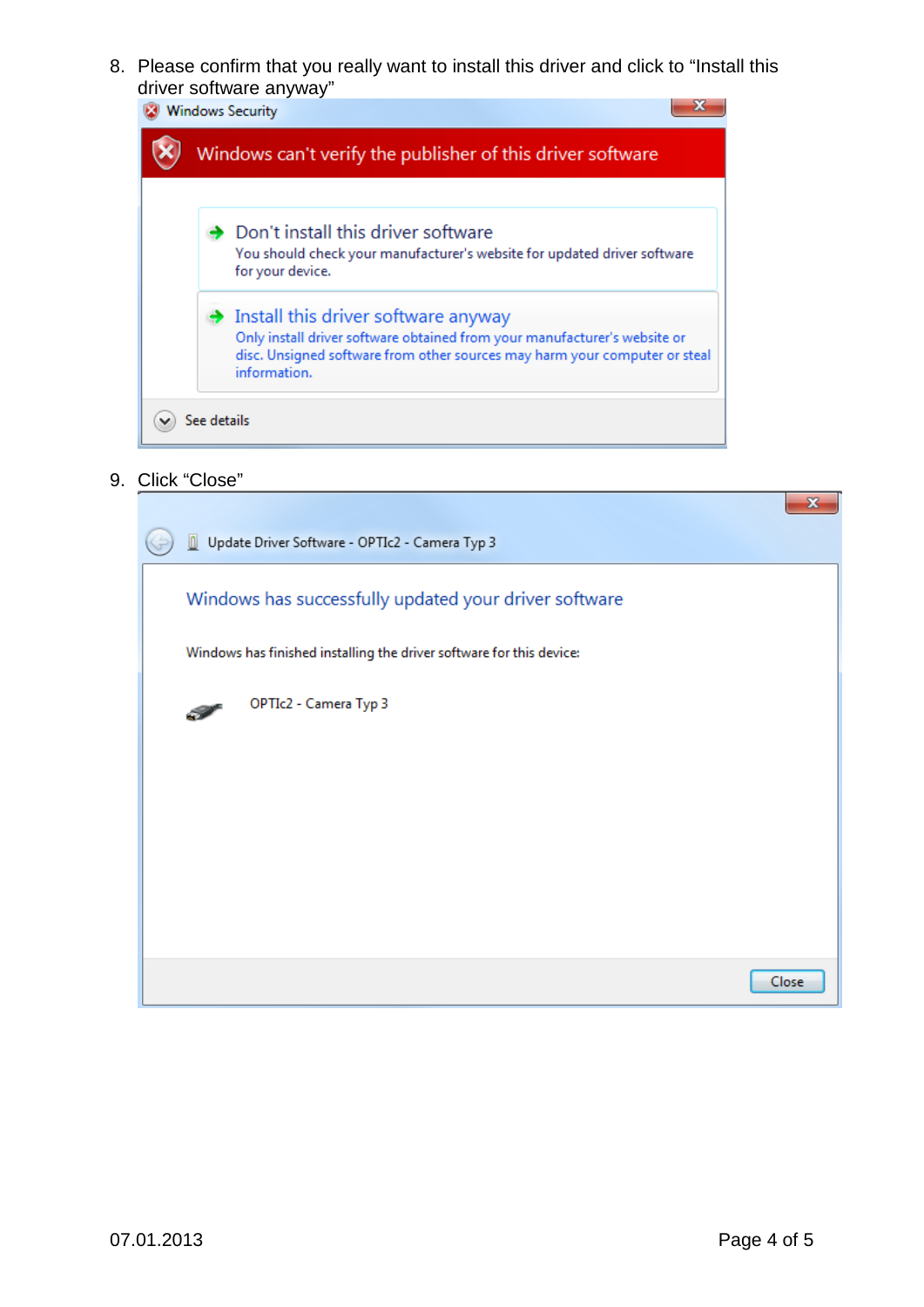8. Please confirm that you really want to install this driver and click to “Install this driver software anyway”

9. Click “Close”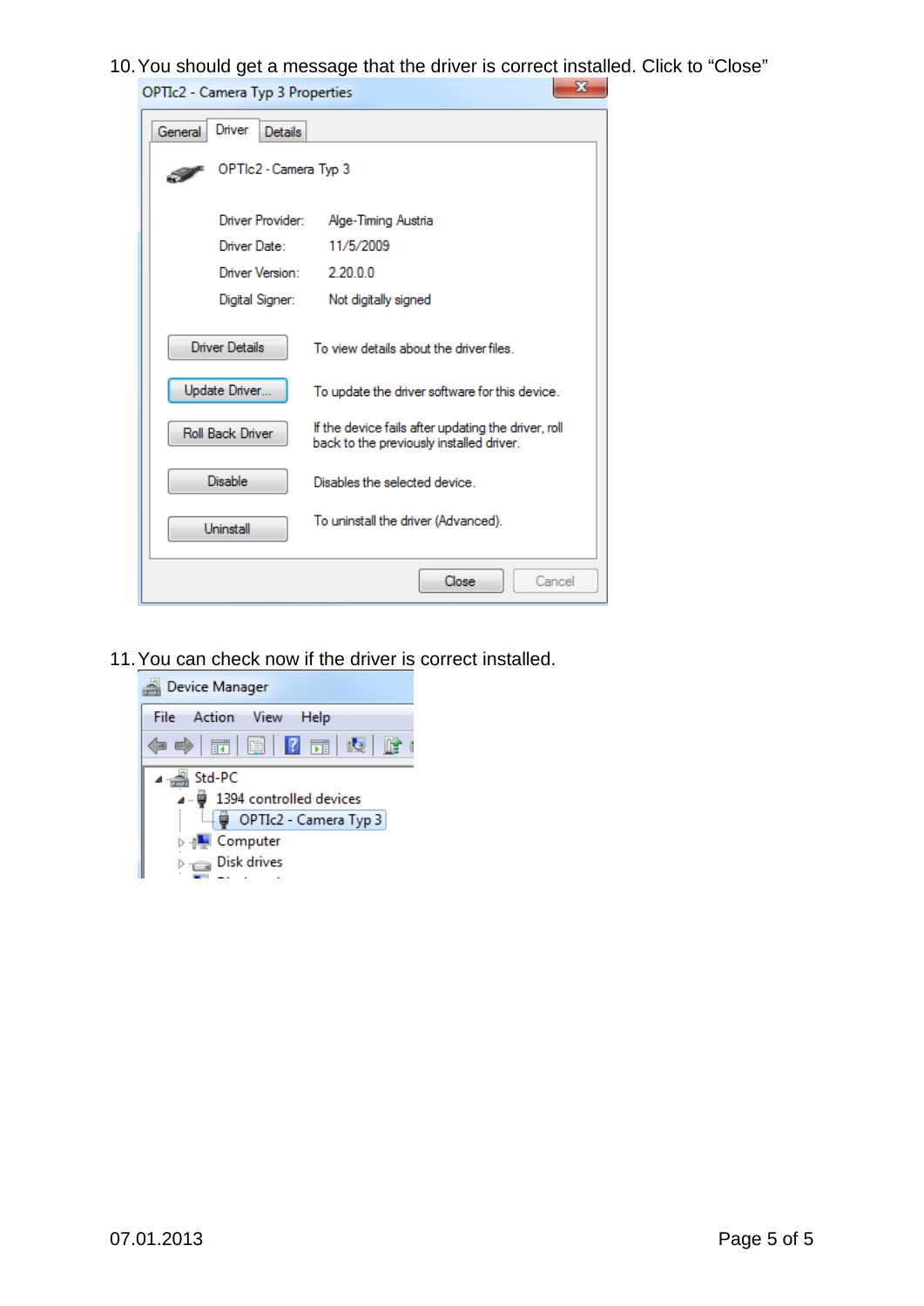10. You should get a message that the driver is correct installed. Click to "Close"

11. You can check now if the driver is correct installed.